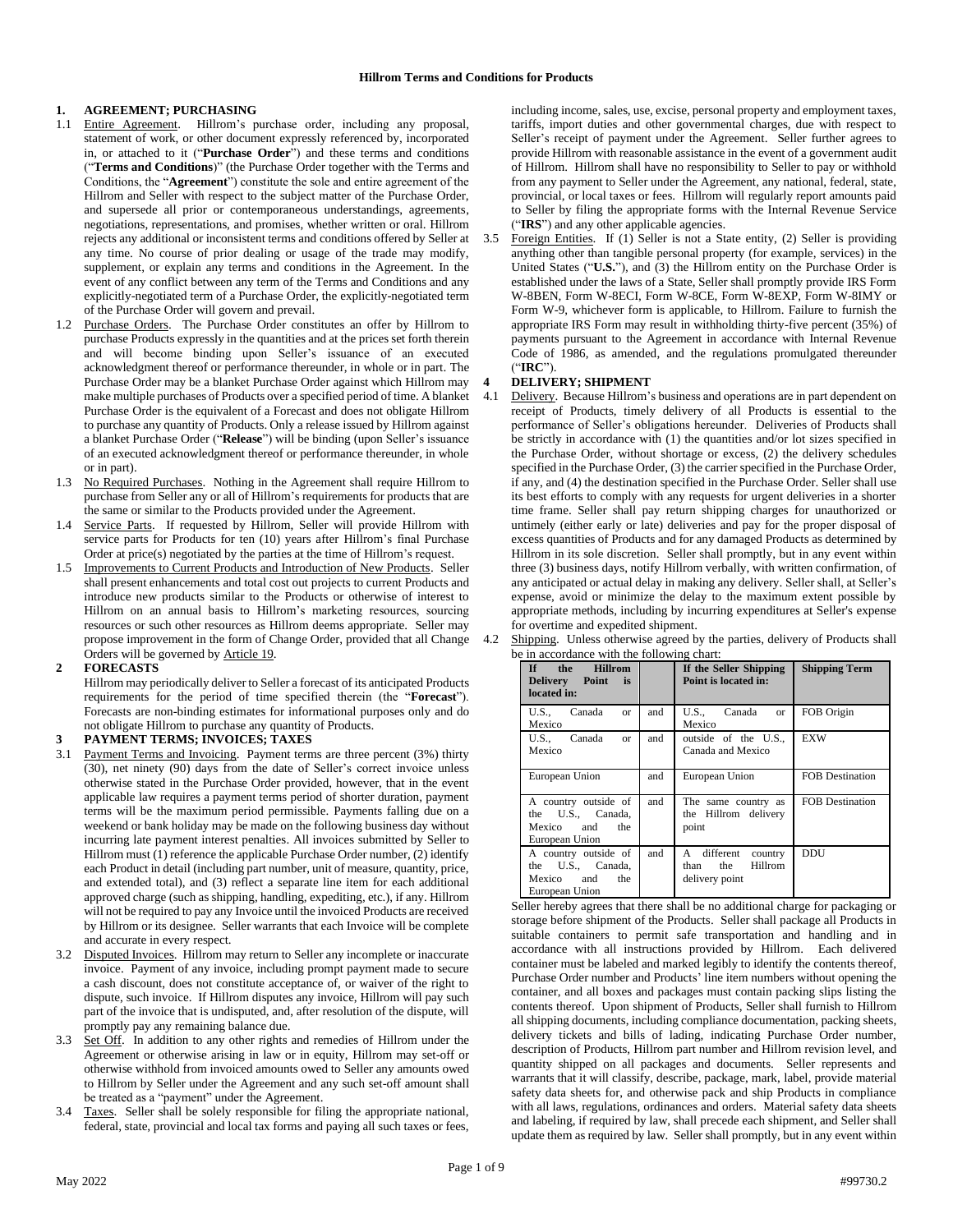**Hillrom Terms and Conditions for Products**

## 1. AGREEMENT; PURCHASING

1.1 Entire Agreement. Hillrom's purchase order, including any proposal, statement of work, or other document expressly referenced by, incorporated in, or attached to it ("**Purchase Order**") and these terms and conditions ("**Terms and Conditions**)" (the Purchase Order together with the Terms and Conditions, the "**Agreement**") constitute the sole and entire agreement of the Hillrom and Seller with respect to the subject matter of the Purchase Order, and supersede all prior or contemporaneous understandings, agreements, negotiations, representations, and promises, whether written or oral. Hillrom rejects any additional or inconsistent terms and conditions offered by Seller at any time. No course of prior dealing or usage of the trade may modify, supplement, or explain any terms and conditions in the Agreement. In the event of any conflict between any term of the Terms and Conditions and any explicitly-negotiated term of a Purchase Order, the explicitly-negotiated term of the Purchase Order will govern and prevail.

1.2 Purchase Orders. The Purchase Order constitutes an offer by Hillrom to purchase Products expressly in the quantities and at the prices set forth therein and will become binding upon Seller's issuance of an executed acknowledgment thereof or performance thereunder, in whole or in part. The Purchase Order may be a blanket Purchase Order against which Hillrom may make multiple purchases of Products over a specified period of time. A blanket Purchase Order is the equivalent of a Forecast and does not obligate Hillrom to purchase any quantity of Products. Only a release issued by Hillrom against a blanket Purchase Order ("**Release**") will be binding (upon Seller's issuance of an executed acknowledgment thereof or performance thereunder, in whole or in part).

1.3 No Required Purchases. Nothing in the Agreement shall require Hillrom to purchase from Seller any or all of Hillrom's requirements for products that are the same or similar to the Products provided under the Agreement.

1.4 Service Parts. If requested by Hillrom, Seller will provide Hillrom with service parts for Products for ten (10) years after Hillrom's final Purchase Order at price(s) negotiated by the parties at the time of Hillrom's request.

1.5 Improvements to Current Products and Introduction of New Products. Seller shall present enhancements and total cost out projects to current Products and introduce new products similar to the Products or otherwise of interest to Hillrom on an annual basis to Hillrom's marketing resources, sourcing resources or such other resources as Hillrom deems appropriate. Seller may propose improvement in the form of Change Order, provided that all Change Orders will be governed by Article 19.

## 2 FORECASTS

Hillrom may periodically deliver to Seller a forecast of its anticipated Products requirements for the period of time specified therein (the "**Forecast**"). Forecasts are non-binding estimates for informational purposes only and do not obligate Hillrom to purchase any quantity of Products.

## 3 PAYMENT TERMS; INVOICES; TAXES

3.1 Payment Terms and Invoicing. Payment terms are three percent (3%) thirty (30), net ninety (90) days from the date of Seller's correct invoice unless otherwise stated in the Purchase Order provided, however, that in the event applicable law requires a payment terms period of shorter duration, payment terms will be the maximum period permissible. Payments falling due on a weekend or bank holiday may be made on the following business day without incurring late payment interest penalties. All invoices submitted by Seller to Hillrom must (1) reference the applicable Purchase Order number, (2) identify each Product in detail (including part number, unit of measure, quantity, price, and extended total), and (3) reflect a separate line item for each additional approved charge (such as shipping, handling, expediting, etc.), if any. Hillrom will not be required to pay any Invoice until the invoiced Products are received by Hillrom or its designee. Seller warrants that each Invoice will be complete and accurate in every respect.

3.2 Disputed Invoices. Hillrom may return to Seller any incomplete or inaccurate invoice. Payment of any invoice, including prompt payment made to secure a cash discount, does not constitute acceptance of, or waiver of the right to dispute, such invoice. If Hillrom disputes any invoice, Hillrom will pay such part of the invoice that is undisputed, and, after resolution of the dispute, will promptly pay any remaining balance due.

3.3 Set Off. In addition to any other rights and remedies of Hillrom under the Agreement or otherwise arising in law or in equity, Hillrom may set-off or otherwise withhold from invoiced amounts owed to Seller any amounts owed to Hillrom by Seller under the Agreement and any such set-off amount shall be treated as a "payment" under the Agreement.

3.4 Taxes. Seller shall be solely responsible for filing the appropriate national, federal, state, provincial and local tax forms and paying all such taxes or fees, including income, sales, use, excise, personal property and employment taxes, tariffs, import duties and other governmental charges, due with respect to Seller's receipt of payment under the Agreement. Seller further agrees to provide Hillrom with reasonable assistance in the event of a government audit of Hillrom. Hillrom shall have no responsibility to Seller to pay or withhold from any payment to Seller under the Agreement, any national, federal, state, provincial, or local taxes or fees. Hillrom will regularly report amounts paid to Seller by filing the appropriate forms with the Internal Revenue Service ("**IRS**") and any other applicable agencies.

3.5 Foreign Entities. If (1) Seller is not a State entity, (2) Seller is providing anything other than tangible personal property (for example, services) in the United States ("**U.S.**"), and (3) the Hillrom entity on the Purchase Order is established under the laws of a State, Seller shall promptly provide IRS Form W-8BEN, Form W-8ECI, Form W-8CE, Form W-8EXP, Form W-8IMY or Form W-9, whichever form is applicable, to Hillrom. Failure to furnish the appropriate IRS Form may result in withholding thirty-five percent (35%) of payments pursuant to the Agreement in accordance with Internal Revenue Code of 1986, as amended, and the regulations promulgated thereunder ("**IRC**").

## 4 DELIVERY; SHIPMENT

4.1 Delivery. Because Hillrom's business and operations are in part dependent on receipt of Products, timely delivery of all Products is essential to the performance of Seller's obligations hereunder. Deliveries of Products shall be strictly in accordance with (1) the quantities and/or lot sizes specified in the Purchase Order, without shortage or excess, (2) the delivery schedules specified in the Purchase Order, (3) the carrier specified in the Purchase Order, if any, and (4) the destination specified in the Purchase Order. Seller shall use its best efforts to comply with any requests for urgent deliveries in a shorter time frame. Seller shall pay return shipping charges for unauthorized or untimely (either early or late) deliveries and pay for the proper disposal of excess quantities of Products and for any damaged Products as determined by Hillrom in its sole discretion. Seller shall promptly, but in any event within three (3) business days, notify Hillrom verbally, with written confirmation, of any anticipated or actual delay in making any delivery. Seller shall, at Seller's expense, avoid or minimize the delay to the maximum extent possible by appropriate methods, including by incurring expenditures at Seller's expense for overtime and expedited shipment.

4.2 Shipping. Unless otherwise agreed by the parties, delivery of Products shall be in accordance with the following chart:

| If the Hillrom Delivery Point is located in: | | If the Seller Shipping Point is located in: | Shipping Term |
|---|---|---|---|
| U.S., Canada or Mexico | and | U.S., Canada or Mexico | FOB Origin |
| U.S., Canada or Mexico | and | outside of the U.S., Canada and Mexico | EXW |
| European Union | and | European Union | FOB Destination |
| A country outside of the U.S., Canada, Mexico and the European Union | and | The same country as the Hillrom delivery point | FOB Destination |
| A country outside of the U.S., Canada, Mexico and the European Union | and | A different country than the Hillrom delivery point | DDU |

Seller hereby agrees that there shall be no additional charge for packaging or storage before shipment of the Products. Seller shall package all Products in suitable containers to permit safe transportation and handling and in accordance with all instructions provided by Hillrom. Each delivered container must be labeled and marked legibly to identify the contents thereof, Purchase Order number and Products' line item numbers without opening the container, and all boxes and packages must contain packing slips listing the contents thereof. Upon shipment of Products, Seller shall furnish to Hillrom all shipping documents, including compliance documentation, packing sheets, delivery tickets and bills of lading, indicating Purchase Order number, description of Products, Hillrom part number and Hillrom revision level, and quantity shipped on all packages and documents. Seller represents and warrants that it will classify, describe, package, mark, label, provide material safety data sheets for, and otherwise pack and ship Products in compliance with all laws, regulations, ordinances and orders. Material safety data sheets and labeling, if required by law, shall precede each shipment, and Seller shall update them as required by law. Seller shall promptly, but in any event within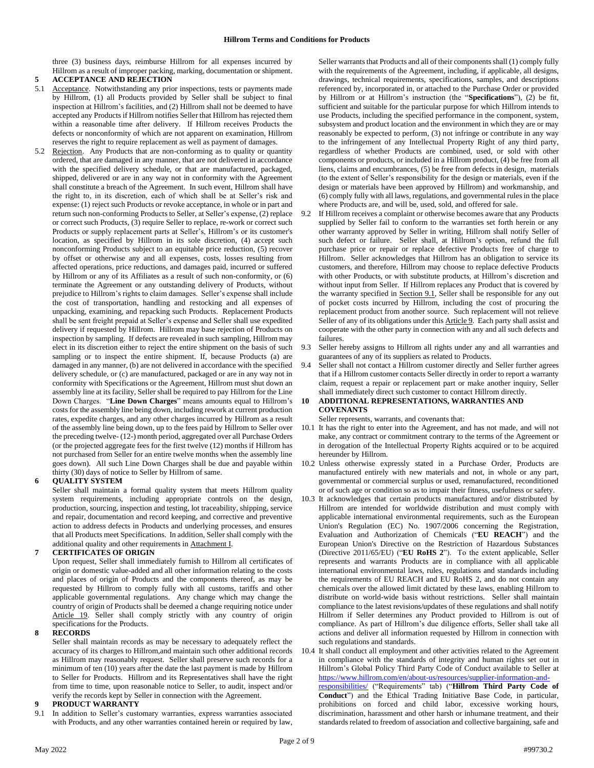three (3) business days, reimburse Hillrom for all expenses incurred by Hillrom as a result of improper packing, marking, documentation or shipment.

## 5 ACCEPTANCE AND REJECTION

5.1 Acceptance. Notwithstanding any prior inspections, tests or payments made by Hillrom, (1) all Products provided by Seller shall be subject to final inspection at Hillrom's facilities, and (2) Hillrom shall not be deemed to have accepted any Products if Hillrom notifies Seller that Hillrom has rejected them within a reasonable time after delivery. If Hillrom receives Products the defects or nonconformity of which are not apparent on examination, Hillrom reserves the right to require replacement as well as payment of damages.

5.2 Rejection. Any Products that are non-conforming as to quality or quantity ordered, that are damaged in any manner, that are not delivered in accordance with the specified delivery schedule, or that are manufactured, packaged, shipped, delivered or are in any way not in conformity with the Agreement shall constitute a breach of the Agreement. In such event, Hillrom shall have the right to, in its discretion, each of which shall be at Seller's risk and expense: (1) reject such Products or revoke acceptance, in whole or in part and return such non-conforming Products to Seller, at Seller's expense, (2) replace or correct such Products, (3) require Seller to replace, re-work or correct such Products or supply replacement parts at Seller's, Hillrom's or its customer's location, as specified by Hillrom in its sole discretion, (4) accept such nonconforming Products subject to an equitable price reduction, (5) recover by offset or otherwise any and all expenses, costs, losses resulting from affected operations, price reductions, and damages paid, incurred or suffered by Hillrom or any of its Affiliates as a result of such non-conformity, or (6) terminate the Agreement or any outstanding delivery of Products, without prejudice to Hillrom's rights to claim damages. Seller's expense shall include the cost of transportation, handling and restocking and all expenses of unpacking, examining, and repacking such Products. Replacement Products shall be sent freight prepaid at Seller's expense and Seller shall use expedited delivery if requested by Hillrom. Hillrom may base rejection of Products on inspection by sampling. If defects are revealed in such sampling, Hillrom may elect in its discretion either to reject the entire shipment on the basis of such sampling or to inspect the entire shipment. If, because Products (a) are damaged in any manner, (b) are not delivered in accordance with the specified delivery schedule, or (c) are manufactured, packaged or are in any way not in conformity with Specifications or the Agreement, Hillrom must shut down an assembly line at its facility, Seller shall be required to pay Hillrom for the Line Down Charges. "**Line Down Charges**" means amounts equal to Hillrom's costs for the assembly line being down, including rework at current production rates, expedite charges, and any other charges incurred by Hillrom as a result of the assembly line being down, up to the fees paid by Hillrom to Seller over the preceding twelve- (12-) month period, aggregated over all Purchase Orders (or the projected aggregate fees for the first twelve (12) months if Hillrom has not purchased from Seller for an entire twelve months when the assembly line goes down). All such Line Down Charges shall be due and payable within thirty (30) days of notice to Seller by Hillrom of same.

## 6 QUALITY SYSTEM

Seller shall maintain a formal quality system that meets Hillrom quality system requirements, including appropriate controls on the design, production, sourcing, inspection and testing, lot traceability, shipping, service and repair, documentation and record keeping, and corrective and preventive action to address defects in Products and underlying processes, and ensures that all Products meet Specifications. In addition, Seller shall comply with the additional quality and other requirements in Attachment I.

## 7 CERTIFICATES OF ORIGIN

Upon request, Seller shall immediately furnish to Hillrom all certificates of origin or domestic value-added and all other information relating to the costs and places of origin of Products and the components thereof, as may be requested by Hillrom to comply fully with all customs, tariffs and other applicable governmental regulations. Any change which may change the country of origin of Products shall be deemed a change requiring notice under Article 19. Seller shall comply strictly with any country of origin specifications for the Products.

## 8 RECORDS

Seller shall maintain records as may be necessary to adequately reflect the accuracy of its charges to Hillrom,and maintain such other additional records as Hillrom may reasonably request. Seller shall preserve such records for a minimum of ten (10) years after the date the last payment is made by Hillrom to Seller for Products. Hillrom and its Representatives shall have the right from time to time, upon reasonable notice to Seller, to audit, inspect and/or verify the records kept by Seller in connection with the Agreement.

## 9 PRODUCT WARRANTY

9.1 In addition to Seller's customary warranties, express warranties associated with Products, and any other warranties contained herein or required by law, Seller warrants that Products and all of their components shall (1) comply fully with the requirements of the Agreement, including, if applicable, all designs, drawings, technical requirements, specifications, samples, and descriptions referenced by, incorporated in, or attached to the Purchase Order or provided by Hillrom or at Hillrom's instruction (the "**Specifications**"), (2) be fit, sufficient and suitable for the particular purpose for which Hillrom intends to use Products, including the specified performance in the component, system, subsystem and product location and the environment in which they are or may reasonably be expected to perform, (3) not infringe or contribute in any way to the infringement of any Intellectual Property Right of any third party, regardless of whether Products are combined, used, or sold with other components or products, or included in a Hillrom product, (4) be free from all liens, claims and encumbrances, (5) be free from defects in design, materials (to the extent of Seller's responsibility for the design or materials, even if the design or materials have been approved by Hillrom) and workmanship, and (6) comply fully with all laws, regulations, and governmental rules in the place where Products are, and will be, used, sold, and offered for sale.

9.2 If Hillrom receives a complaint or otherwise becomes aware that any Products supplied by Seller fail to conform to the warranties set forth herein or any other warranty approved by Seller in writing, Hillrom shall notify Seller of such defect or failure. Seller shall, at Hillrom's option, refund the full purchase price or repair or replace defective Products free of charge to Hillrom. Seller acknowledges that Hillrom has an obligation to service its customers, and therefore, Hillrom may choose to replace defective Products with other Products, or with substitute products, at Hillrom's discretion and without input from Seller. If Hillrom replaces any Product that is covered by the warranty specified in Section 9.1, Seller shall be responsible for any out of pocket costs incurred by Hillrom, including the cost of procuring the replacement product from another source. Such replacement will not relieve Seller of any of its obligations under this Article 9. Each party shall assist and cooperate with the other party in connection with any and all such defects and failures.

9.3 Seller hereby assigns to Hillrom all rights under any and all warranties and guarantees of any of its suppliers as related to Products.

9.4 Seller shall not contact a Hillrom customer directly and Seller further agrees that if a Hillrom customer contacts Seller directly in order to report a warranty claim, request a repair or replacement part or make another inquiry, Seller shall immediately direct such customer to contact Hillrom directly.

## 10 ADDITIONAL REPRESENTATIONS, WARRANTIES AND COVENANTS

Seller represents, warrants, and covenants that:

10.1 It has the right to enter into the Agreement, and has not made, and will not make, any contract or commitment contrary to the terms of the Agreement or in derogation of the Intellectual Property Rights acquired or to be acquired hereunder by Hillrom.

10.2 Unless otherwise expressly stated in a Purchase Order, Products are manufactured entirely with new materials and not, in whole or any part, governmental or commercial surplus or used, remanufactured, reconditioned or of such age or condition so as to impair their fitness, usefulness or safety.

10.3 It acknowledges that certain products manufactured and/or distributed by Hillrom are intended for worldwide distribution and must comply with applicable international environmental requirements, such as the European Union's Regulation (EC) No. 1907/2006 concerning the Registration, Evaluation and Authorization of Chemicals ("**EU REACH**") and the European Union's Directive on the Restriction of Hazardous Substances (Directive 2011/65/EU) ("**EU RoHS 2**"). To the extent applicable, Seller represents and warrants Products are in compliance with all applicable international environmental laws, rules, regulations and standards including the requirements of EU REACH and EU RoHS 2, and do not contain any chemicals over the allowed limit dictated by these laws, enabling Hillrom to distribute on world-wide basis without restrictions. Seller shall maintain compliance to the latest revisions/updates of these regulations and shall notify Hillrom if Seller determines any Product provided to Hillrom is out of compliance. As part of Hillrom's due diligence efforts, Seller shall take all actions and deliver all information requested by Hillrom in connection with such regulations and standards.

10.4 It shall conduct all employment and other activities related to the Agreement in compliance with the standards of integrity and human rights set out in Hillrom's Global Policy Third Party Code of Conduct available to Seller at https://www.hillrom.com/en/about-us/resources/supplier-information-and-responsibilities/ ("Requirements" tab) ("**Hillrom Third Party Code of Conduct**") and the Ethical Trading Initiative Base Code, in particular, prohibitions on forced and child labor, excessive working hours, discrimination, harassment and other harsh or inhumane treatment, and their standards related to freedom of association and collective bargaining, safe and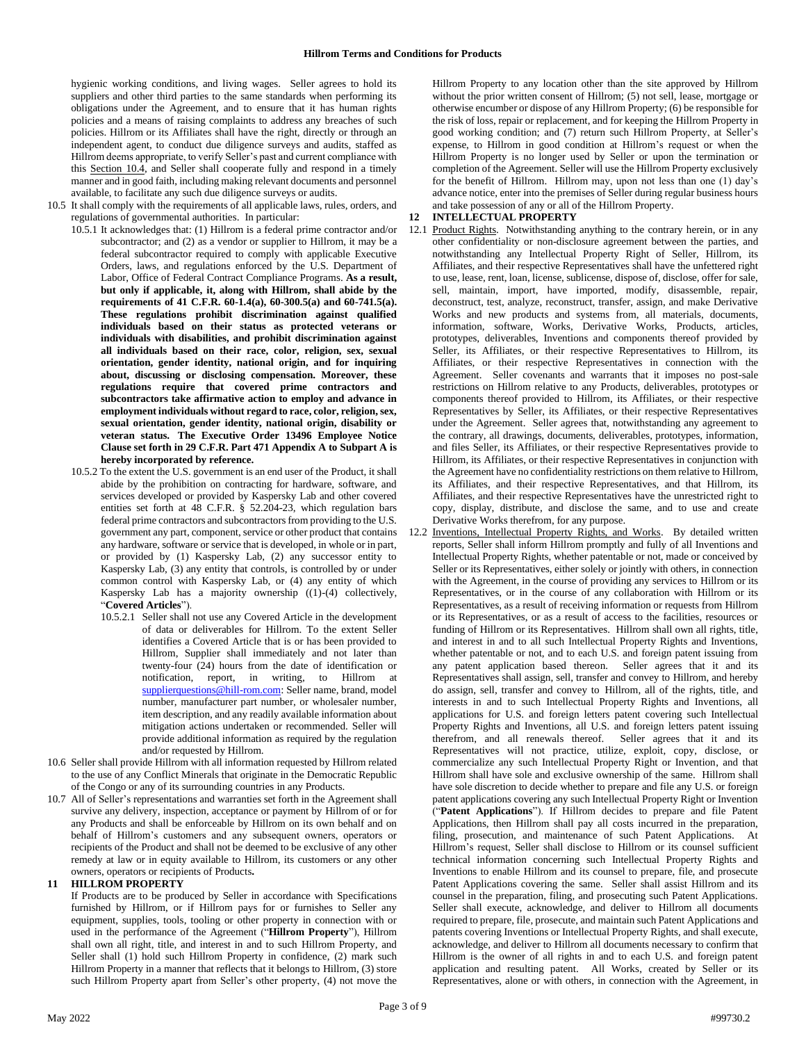hygienic working conditions, and living wages. Seller agrees to hold its suppliers and other third parties to the same standards when performing its obligations under the Agreement, and to ensure that it has human rights policies and a means of raising complaints to address any breaches of such policies. Hillrom or its Affiliates shall have the right, directly or through an independent agent, to conduct due diligence surveys and audits, staffed as Hillrom deems appropriate, to verify Seller's past and current compliance with this Section 10.4, and Seller shall cooperate fully and respond in a timely manner and in good faith, including making relevant documents and personnel available, to facilitate any such due diligence surveys or audits.

10.5 It shall comply with the requirements of all applicable laws, rules, orders, and regulations of governmental authorities. In particular:

10.5.1 It acknowledges that: (1) Hillrom is a federal prime contractor and/or subcontractor; and (2) as a vendor or supplier to Hillrom, it may be a federal subcontractor required to comply with applicable Executive Orders, laws, and regulations enforced by the U.S. Department of Labor, Office of Federal Contract Compliance Programs. **As a result, but only if applicable, it, along with Hillrom, shall abide by the requirements of 41 C.F.R. 60-1.4(a), 60-300.5(a) and 60-741.5(a). These regulations prohibit discrimination against qualified individuals based on their status as protected veterans or individuals with disabilities, and prohibit discrimination against all individuals based on their race, color, religion, sex, sexual orientation, gender identity, national origin, and for inquiring about, discussing or disclosing compensation. Moreover, these regulations require that covered prime contractors and subcontractors take affirmative action to employ and advance in employment individuals without regard to race, color, religion, sex, sexual orientation, gender identity, national origin, disability or veteran status. The Executive Order 13496 Employee Notice Clause set forth in 29 C.F.R. Part 471 Appendix A to Subpart A is hereby incorporated by reference.**

10.5.2 To the extent the U.S. government is an end user of the Product, it shall abide by the prohibition on contracting for hardware, software, and services developed or provided by Kaspersky Lab and other covered entities set forth at 48 C.F.R. § 52.204-23, which regulation bars federal prime contractors and subcontractors from providing to the U.S. government any part, component, service or other product that contains any hardware, software or service that is developed, in whole or in part, or provided by (1) Kaspersky Lab, (2) any successor entity to Kaspersky Lab, (3) any entity that controls, is controlled by or under common control with Kaspersky Lab, or (4) any entity of which Kaspersky Lab has a majority ownership ((1)-(4) collectively, "**Covered Articles**").

10.5.2.1 Seller shall not use any Covered Article in the development of data or deliverables for Hillrom. To the extent Seller identifies a Covered Article that is or has been provided to Hillrom, Supplier shall immediately and not later than twenty-four (24) hours from the date of identification or notification, report, in writing, to Hillrom at supplierquestions@hill-rom.com: Seller name, brand, model number, manufacturer part number, or wholesaler number, item description, and any readily available information about mitigation actions undertaken or recommended. Seller will provide additional information as required by the regulation and/or requested by Hillrom.

10.6 Seller shall provide Hillrom with all information requested by Hillrom related to the use of any Conflict Minerals that originate in the Democratic Republic of the Congo or any of its surrounding countries in any Products.

10.7 All of Seller's representations and warranties set forth in the Agreement shall survive any delivery, inspection, acceptance or payment by Hillrom of or for any Products and shall be enforceable by Hillrom on its own behalf and on behalf of Hillrom's customers and any subsequent owners, operators or recipients of the Product and shall not be deemed to be exclusive of any other remedy at law or in equity available to Hillrom, its customers or any other owners, operators or recipients of Products**.**

## 11 HILLROM PROPERTY

If Products are to be produced by Seller in accordance with Specifications furnished by Hillrom, or if Hillrom pays for or furnishes to Seller any equipment, supplies, tools, tooling or other property in connection with or used in the performance of the Agreement ("**Hillrom Property**"), Hillrom shall own all right, title, and interest in and to such Hillrom Property, and Seller shall (1) hold such Hillrom Property in confidence, (2) mark such Hillrom Property in a manner that reflects that it belongs to Hillrom, (3) store such Hillrom Property apart from Seller's other property, (4) not move the Hillrom Property to any location other than the site approved by Hillrom without the prior written consent of Hillrom; (5) not sell, lease, mortgage or otherwise encumber or dispose of any Hillrom Property; (6) be responsible for the risk of loss, repair or replacement, and for keeping the Hillrom Property in good working condition; and (7) return such Hillrom Property, at Seller's expense, to Hillrom in good condition at Hillrom's request or when the Hillrom Property is no longer used by Seller or upon the termination or completion of the Agreement. Seller will use the Hillrom Property exclusively for the benefit of Hillrom. Hillrom may, upon not less than one (1) day's advance notice, enter into the premises of Seller during regular business hours and take possession of any or all of the Hillrom Property.

## 12 INTELLECTUAL PROPERTY

12.1 Product Rights. Notwithstanding anything to the contrary herein, or in any other confidentiality or non-disclosure agreement between the parties, and notwithstanding any Intellectual Property Right of Seller, Hillrom, its Affiliates, and their respective Representatives shall have the unfettered right to use, lease, rent, loan, license, sublicense, dispose of, disclose, offer for sale, sell, maintain, import, have imported, modify, disassemble, repair, deconstruct, test, analyze, reconstruct, transfer, assign, and make Derivative Works and new products and systems from, all materials, documents, information, software, Works, Derivative Works, Products, articles, prototypes, deliverables, Inventions and components thereof provided by Seller, its Affiliates, or their respective Representatives to Hillrom, its Affiliates, or their respective Representatives in connection with the Agreement. Seller covenants and warrants that it imposes no post-sale restrictions on Hillrom relative to any Products, deliverables, prototypes or components thereof provided to Hillrom, its Affiliates, or their respective Representatives by Seller, its Affiliates, or their respective Representatives under the Agreement. Seller agrees that, notwithstanding any agreement to the contrary, all drawings, documents, deliverables, prototypes, information, and files Seller, its Affiliates, or their respective Representatives provide to Hillrom, its Affiliates, or their respective Representatives in conjunction with the Agreement have no confidentiality restrictions on them relative to Hillrom, its Affiliates, and their respective Representatives, and that Hillrom, its Affiliates, and their respective Representatives have the unrestricted right to copy, display, distribute, and disclose the same, and to use and create Derivative Works therefrom, for any purpose.

12.2 Inventions, Intellectual Property Rights, and Works. By detailed written reports, Seller shall inform Hillrom promptly and fully of all Inventions and Intellectual Property Rights, whether patentable or not, made or conceived by Seller or its Representatives, either solely or jointly with others, in connection with the Agreement, in the course of providing any services to Hillrom or its Representatives, or in the course of any collaboration with Hillrom or its Representatives, as a result of receiving information or requests from Hillrom or its Representatives, or as a result of access to the facilities, resources or funding of Hillrom or its Representatives. Hillrom shall own all rights, title, and interest in and to all such Intellectual Property Rights and Inventions, whether patentable or not, and to each U.S. and foreign patent issuing from any patent application based thereon. Seller agrees that it and its Representatives shall assign, sell, transfer and convey to Hillrom, and hereby do assign, sell, transfer and convey to Hillrom, all of the rights, title, and interests in and to such Intellectual Property Rights and Inventions, all applications for U.S. and foreign letters patent covering such Intellectual Property Rights and Inventions, all U.S. and foreign letters patent issuing therefrom, and all renewals thereof. Seller agrees that it and its Representatives will not practice, utilize, exploit, copy, disclose, or commercialize any such Intellectual Property Right or Invention, and that Hillrom shall have sole and exclusive ownership of the same. Hillrom shall have sole discretion to decide whether to prepare and file any U.S. or foreign patent applications covering any such Intellectual Property Right or Invention ("**Patent Applications**"). If Hillrom decides to prepare and file Patent Applications, then Hillrom shall pay all costs incurred in the preparation, filing, prosecution, and maintenance of such Patent Applications. At Hillrom's request, Seller shall disclose to Hillrom or its counsel sufficient technical information concerning such Intellectual Property Rights and Inventions to enable Hillrom and its counsel to prepare, file, and prosecute Patent Applications covering the same. Seller shall assist Hillrom and its counsel in the preparation, filing, and prosecuting such Patent Applications. Seller shall execute, acknowledge, and deliver to Hillrom all documents required to prepare, file, prosecute, and maintain such Patent Applications and patents covering Inventions or Intellectual Property Rights, and shall execute, acknowledge, and deliver to Hillrom all documents necessary to confirm that Hillrom is the owner of all rights in and to each U.S. and foreign patent application and resulting patent. All Works, created by Seller or its Representatives, alone or with others, in connection with the Agreement, in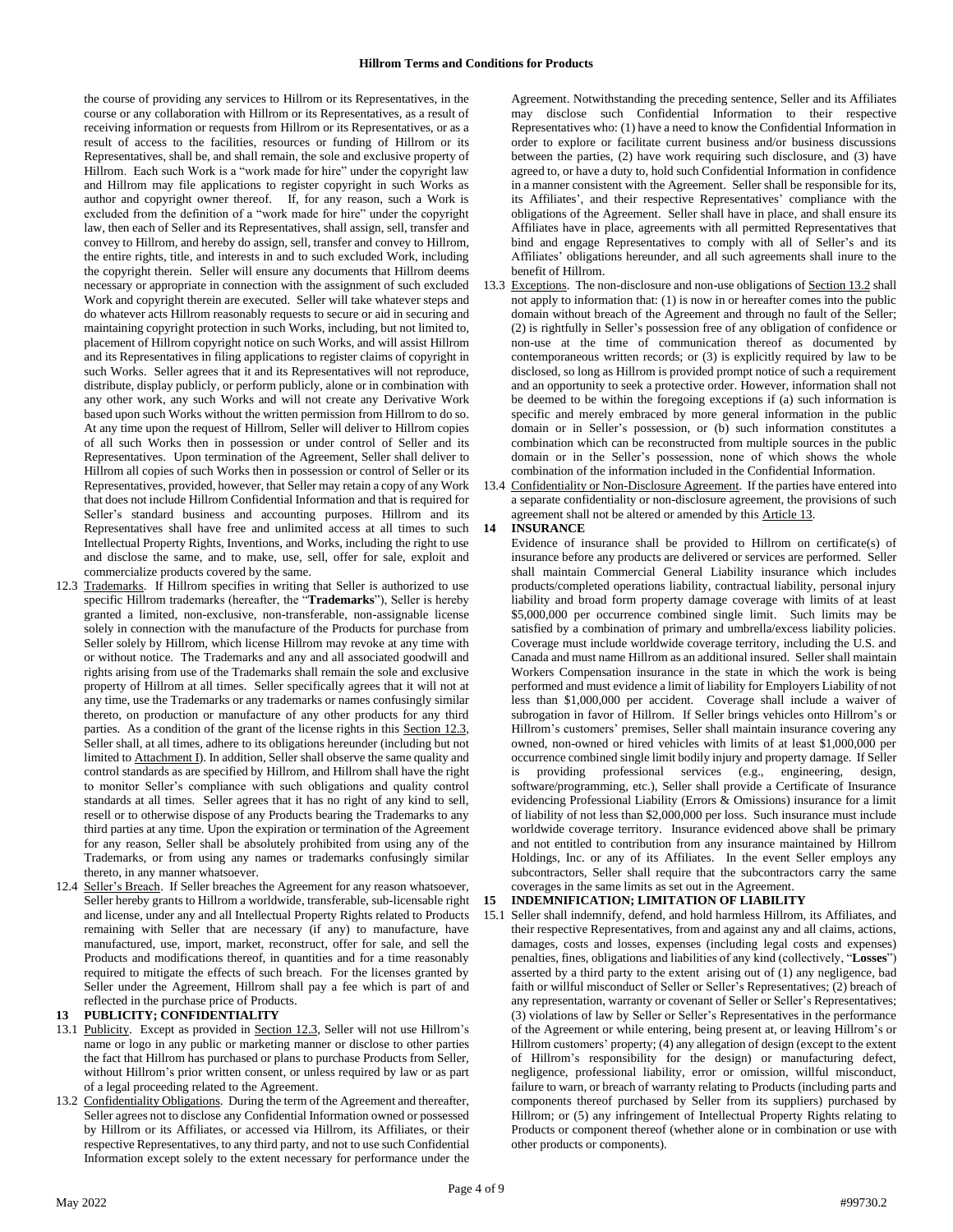the course of providing any services to Hillrom or its Representatives, in the course or any collaboration with Hillrom or its Representatives, as a result of receiving information or requests from Hillrom or its Representatives, or as a result of access to the facilities, resources or funding of Hillrom or its Representatives, shall be, and shall remain, the sole and exclusive property of Hillrom. Each such Work is a "work made for hire" under the copyright law and Hillrom may file applications to register copyright in such Works as author and copyright owner thereof. If, for any reason, such a Work is excluded from the definition of a "work made for hire" under the copyright law, then each of Seller and its Representatives, shall assign, sell, transfer and convey to Hillrom, and hereby do assign, sell, transfer and convey to Hillrom, the entire rights, title, and interests in and to such excluded Work, including the copyright therein. Seller will ensure any documents that Hillrom deems necessary or appropriate in connection with the assignment of such excluded Work and copyright therein are executed. Seller will take whatever steps and do whatever acts Hillrom reasonably requests to secure or aid in securing and maintaining copyright protection in such Works, including, but not limited to, placement of Hillrom copyright notice on such Works, and will assist Hillrom and its Representatives in filing applications to register claims of copyright in such Works. Seller agrees that it and its Representatives will not reproduce, distribute, display publicly, or perform publicly, alone or in combination with any other work, any such Works and will not create any Derivative Work based upon such Works without the written permission from Hillrom to do so. At any time upon the request of Hillrom, Seller will deliver to Hillrom copies of all such Works then in possession or under control of Seller and its Representatives. Upon termination of the Agreement, Seller shall deliver to Hillrom all copies of such Works then in possession or control of Seller or its Representatives, provided, however, that Seller may retain a copy of any Work that does not include Hillrom Confidential Information and that is required for Seller's standard business and accounting purposes. Hillrom and its Representatives shall have free and unlimited access at all times to such Intellectual Property Rights, Inventions, and Works, including the right to use and disclose the same, and to make, use, sell, offer for sale, exploit and commercialize products covered by the same.

12.3 Trademarks. If Hillrom specifies in writing that Seller is authorized to use specific Hillrom trademarks (hereafter, the "**Trademarks**"), Seller is hereby granted a limited, non-exclusive, non-transferable, non-assignable license solely in connection with the manufacture of the Products for purchase from Seller solely by Hillrom, which license Hillrom may revoke at any time with or without notice. The Trademarks and any and all associated goodwill and rights arising from use of the Trademarks shall remain the sole and exclusive property of Hillrom at all times. Seller specifically agrees that it will not at any time, use the Trademarks or any trademarks or names confusingly similar thereto, on production or manufacture of any other products for any third parties. As a condition of the grant of the license rights in this Section 12.3, Seller shall, at all times, adhere to its obligations hereunder (including but not limited to Attachment I). In addition, Seller shall observe the same quality and control standards as are specified by Hillrom, and Hillrom shall have the right to monitor Seller's compliance with such obligations and quality control standards at all times. Seller agrees that it has no right of any kind to sell, resell or to otherwise dispose of any Products bearing the Trademarks to any third parties at any time. Upon the expiration or termination of the Agreement for any reason, Seller shall be absolutely prohibited from using any of the Trademarks, or from using any names or trademarks confusingly similar thereto, in any manner whatsoever.

12.4 Seller's Breach. If Seller breaches the Agreement for any reason whatsoever, Seller hereby grants to Hillrom a worldwide, transferable, sub-licensable right and license, under any and all Intellectual Property Rights related to Products remaining with Seller that are necessary (if any) to manufacture, have manufactured, use, import, market, reconstruct, offer for sale, and sell the Products and modifications thereof, in quantities and for a time reasonably required to mitigate the effects of such breach. For the licenses granted by Seller under the Agreement, Hillrom shall pay a fee which is part of and reflected in the purchase price of Products.

## 13 PUBLICITY; CONFIDENTIALITY

13.1 Publicity. Except as provided in Section 12.3, Seller will not use Hillrom's name or logo in any public or marketing manner or disclose to other parties the fact that Hillrom has purchased or plans to purchase Products from Seller, without Hillrom's prior written consent, or unless required by law or as part of a legal proceeding related to the Agreement.

13.2 Confidentiality Obligations. During the term of the Agreement and thereafter, Seller agrees not to disclose any Confidential Information owned or possessed by Hillrom or its Affiliates, or accessed via Hillrom, its Affiliates, or their respective Representatives, to any third party, and not to use such Confidential Information except solely to the extent necessary for performance under the Agreement. Notwithstanding the preceding sentence, Seller and its Affiliates may disclose such Confidential Information to their respective Representatives who: (1) have a need to know the Confidential Information in order to explore or facilitate current business and/or business discussions between the parties, (2) have work requiring such disclosure, and (3) have agreed to, or have a duty to, hold such Confidential Information in confidence in a manner consistent with the Agreement. Seller shall be responsible for its, its Affiliates', and their respective Representatives' compliance with the obligations of the Agreement. Seller shall have in place, and shall ensure its Affiliates have in place, agreements with all permitted Representatives that bind and engage Representatives to comply with all of Seller's and its Affiliates' obligations hereunder, and all such agreements shall inure to the benefit of Hillrom.

13.3 Exceptions. The non-disclosure and non-use obligations of Section 13.2 shall not apply to information that: (1) is now in or hereafter comes into the public domain without breach of the Agreement and through no fault of the Seller; (2) is rightfully in Seller's possession free of any obligation of confidence or non-use at the time of communication thereof as documented by contemporaneous written records; or (3) is explicitly required by law to be disclosed, so long as Hillrom is provided prompt notice of such a requirement and an opportunity to seek a protective order. However, information shall not be deemed to be within the foregoing exceptions if (a) such information is specific and merely embraced by more general information in the public domain or in Seller's possession, or (b) such information constitutes a combination which can be reconstructed from multiple sources in the public domain or in the Seller's possession, none of which shows the whole combination of the information included in the Confidential Information.

13.4 Confidentiality or Non-Disclosure Agreement. If the parties have entered into a separate confidentiality or non-disclosure agreement, the provisions of such agreement shall not be altered or amended by this Article 13.

## 14 INSURANCE

Evidence of insurance shall be provided to Hillrom on certificate(s) of insurance before any products are delivered or services are performed. Seller shall maintain Commercial General Liability insurance which includes products/completed operations liability, contractual liability, personal injury liability and broad form property damage coverage with limits of at least $5,000,000 per occurrence combined single limit. Such limits may be satisfied by a combination of primary and umbrella/excess liability policies. Coverage must include worldwide coverage territory, including the U.S. and Canada and must name Hillrom as an additional insured. Seller shall maintain Workers Compensation insurance in the state in which the work is being performed and must evidence a limit of liability for Employers Liability of not less than $1,000,000 per accident. Coverage shall include a waiver of subrogation in favor of Hillrom. If Seller brings vehicles onto Hillrom's or Hillrom's customers' premises, Seller shall maintain insurance covering any owned, non-owned or hired vehicles with limits of at least $1,000,000 per occurrence combined single limit bodily injury and property damage. If Seller is providing professional services (e.g., engineering, design, software/programming, etc.), Seller shall provide a Certificate of Insurance evidencing Professional Liability (Errors & Omissions) insurance for a limit of liability of not less than $2,000,000 per loss. Such insurance must include worldwide coverage territory. Insurance evidenced above shall be primary and not entitled to contribution from any insurance maintained by Hillrom Holdings, Inc. or any of its Affiliates. In the event Seller employs any subcontractors, Seller shall require that the subcontractors carry the same coverages in the same limits as set out in the Agreement.

## 15 INDEMNIFICATION; LIMITATION OF LIABILITY

15.1 Seller shall indemnify, defend, and hold harmless Hillrom, its Affiliates, and their respective Representatives, from and against any and all claims, actions, damages, costs and losses, expenses (including legal costs and expenses) penalties, fines, obligations and liabilities of any kind (collectively, "**Losses**") asserted by a third party to the extent arising out of (1) any negligence, bad faith or willful misconduct of Seller or Seller's Representatives; (2) breach of any representation, warranty or covenant of Seller or Seller's Representatives; (3) violations of law by Seller or Seller's Representatives in the performance of the Agreement or while entering, being present at, or leaving Hillrom's or Hillrom customers' property; (4) any allegation of design (except to the extent of Hillrom's responsibility for the design) or manufacturing defect, negligence, professional liability, error or omission, willful misconduct, failure to warn, or breach of warranty relating to Products (including parts and components thereof purchased by Seller from its suppliers) purchased by Hillrom; or (5) any infringement of Intellectual Property Rights relating to Products or component thereof (whether alone or in combination or use with other products or components).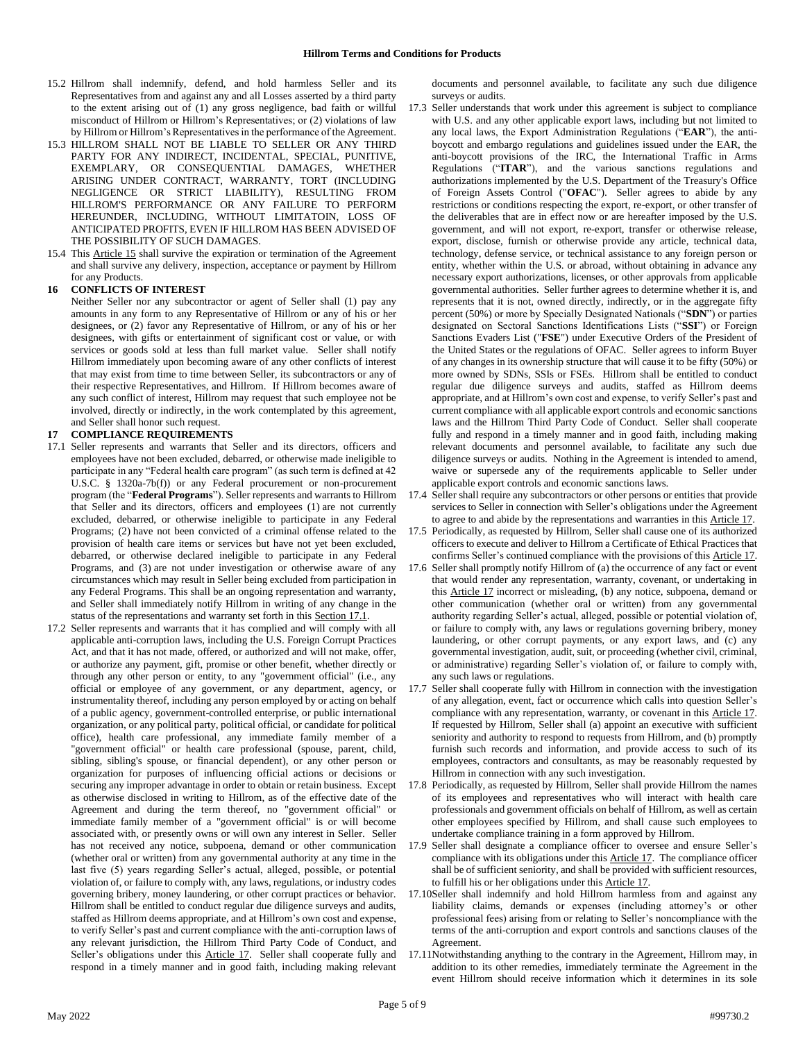15.2 Hillrom shall indemnify, defend, and hold harmless Seller and its Representatives from and against any and all Losses asserted by a third party to the extent arising out of (1) any gross negligence, bad faith or willful misconduct of Hillrom or Hillrom's Representatives; or (2) violations of law by Hillrom or Hillrom's Representatives in the performance of the Agreement.

15.3 HILLROM SHALL NOT BE LIABLE TO SELLER OR ANY THIRD PARTY FOR ANY INDIRECT, INCIDENTAL, SPECIAL, PUNITIVE, EXEMPLARY, OR CONSEQUENTIAL DAMAGES, WHETHER ARISING UNDER CONTRACT, WARRANTY, TORT (INCLUDING NEGLIGENCE OR STRICT LIABILITY), RESULTING FROM HILLROM'S PERFORMANCE OR ANY FAILURE TO PERFORM HEREUNDER, INCLUDING, WITHOUT LIMITATOIN, LOSS OF ANTICIPATED PROFITS, EVEN IF HILLROM HAS BEEN ADVISED OF THE POSSIBILITY OF SUCH DAMAGES.

15.4 This Article 15 shall survive the expiration or termination of the Agreement and shall survive any delivery, inspection, acceptance or payment by Hillrom for any Products.

## 16 CONFLICTS OF INTEREST

Neither Seller nor any subcontractor or agent of Seller shall (1) pay any amounts in any form to any Representative of Hillrom or any of his or her designees, or (2) favor any Representative of Hillrom, or any of his or her designees, with gifts or entertainment of significant cost or value, or with services or goods sold at less than full market value. Seller shall notify Hillrom immediately upon becoming aware of any other conflicts of interest that may exist from time to time between Seller, its subcontractors or any of their respective Representatives, and Hillrom. If Hillrom becomes aware of any such conflict of interest, Hillrom may request that such employee not be involved, directly or indirectly, in the work contemplated by this agreement, and Seller shall honor such request.

## 17 COMPLIANCE REQUIREMENTS

17.1 Seller represents and warrants that Seller and its directors, officers and employees have not been excluded, debarred, or otherwise made ineligible to participate in any "Federal health care program" (as such term is defined at 42 U.S.C. § 1320a-7b(f)) or any Federal procurement or non-procurement program (the "**Federal Programs**"). Seller represents and warrants to Hillrom that Seller and its directors, officers and employees (1) are not currently excluded, debarred, or otherwise ineligible to participate in any Federal Programs; (2) have not been convicted of a criminal offense related to the provision of health care items or services but have not yet been excluded, debarred, or otherwise declared ineligible to participate in any Federal Programs, and (3) are not under investigation or otherwise aware of any circumstances which may result in Seller being excluded from participation in any Federal Programs. This shall be an ongoing representation and warranty, and Seller shall immediately notify Hillrom in writing of any change in the status of the representations and warranty set forth in this Section 17.1.

17.2 Seller represents and warrants that it has complied and will comply with all applicable anti-corruption laws, including the U.S. Foreign Corrupt Practices Act, and that it has not made, offered, or authorized and will not make, offer, or authorize any payment, gift, promise or other benefit, whether directly or through any other person or entity, to any "government official" (i.e., any official or employee of any government, or any department, agency, or instrumentality thereof, including any person employed by or acting on behalf of a public agency, government-controlled enterprise, or public international organization, or any political party, political official, or candidate for political office), health care professional, any immediate family member of a "government official" or health care professional (spouse, parent, child, sibling, sibling's spouse, or financial dependent), or any other person or organization for purposes of influencing official actions or decisions or securing any improper advantage in order to obtain or retain business. Except as otherwise disclosed in writing to Hillrom, as of the effective date of the Agreement and during the term thereof, no "government official" or immediate family member of a "government official" is or will become associated with, or presently owns or will own any interest in Seller. Seller has not received any notice, subpoena, demand or other communication (whether oral or written) from any governmental authority at any time in the last five (5) years regarding Seller's actual, alleged, possible, or potential violation of, or failure to comply with, any laws, regulations, or industry codes governing bribery, money laundering, or other corrupt practices or behavior. Hillrom shall be entitled to conduct regular due diligence surveys and audits, staffed as Hillrom deems appropriate, and at Hillrom's own cost and expense, to verify Seller's past and current compliance with the anti-corruption laws of any relevant jurisdiction, the Hillrom Third Party Code of Conduct, and Seller's obligations under this Article 17. Seller shall cooperate fully and respond in a timely manner and in good faith, including making relevant documents and personnel available, to facilitate any such due diligence surveys or audits.

17.3 Seller understands that work under this agreement is subject to compliance with U.S. and any other applicable export laws, including but not limited to any local laws, the Export Administration Regulations ("**EAR**"), the anti-boycott and embargo regulations and guidelines issued under the EAR, the anti-boycott provisions of the IRC, the International Traffic in Arms Regulations ("**ITAR**"), and the various sanctions regulations and authorizations implemented by the U.S. Department of the Treasury's Office of Foreign Assets Control ("**OFAC**"). Seller agrees to abide by any restrictions or conditions respecting the export, re-export, or other transfer of the deliverables that are in effect now or are hereafter imposed by the U.S. government, and will not export, re-export, transfer or otherwise release, export, disclose, furnish or otherwise provide any article, technical data, technology, defense service, or technical assistance to any foreign person or entity, whether within the U.S. or abroad, without obtaining in advance any necessary export authorizations, licenses, or other approvals from applicable governmental authorities. Seller further agrees to determine whether it is, and represents that it is not, owned directly, indirectly, or in the aggregate fifty percent (50%) or more by Specially Designated Nationals ("**SDN**") or parties designated on Sectoral Sanctions Identifications Lists ("**SSI**") or Foreign Sanctions Evaders List ("**FSE**") under Executive Orders of the President of the United States or the regulations of OFAC. Seller agrees to inform Buyer of any changes in its ownership structure that will cause it to be fifty (50%) or more owned by SDNs, SSIs or FSEs. Hillrom shall be entitled to conduct regular due diligence surveys and audits, staffed as Hillrom deems appropriate, and at Hillrom's own cost and expense, to verify Seller's past and current compliance with all applicable export controls and economic sanctions laws and the Hillrom Third Party Code of Conduct. Seller shall cooperate fully and respond in a timely manner and in good faith, including making relevant documents and personnel available, to facilitate any such due diligence surveys or audits. Nothing in the Agreement is intended to amend, waive or supersede any of the requirements applicable to Seller under applicable export controls and economic sanctions laws.

17.4 Seller shall require any subcontractors or other persons or entities that provide services to Seller in connection with Seller's obligations under the Agreement to agree to and abide by the representations and warranties in this Article 17.

17.5 Periodically, as requested by Hillrom, Seller shall cause one of its authorized officers to execute and deliver to Hillrom a Certificate of Ethical Practices that confirms Seller's continued compliance with the provisions of this Article 17.

17.6 Seller shall promptly notify Hillrom of (a) the occurrence of any fact or event that would render any representation, warranty, covenant, or undertaking in this Article 17 incorrect or misleading, (b) any notice, subpoena, demand or other communication (whether oral or written) from any governmental authority regarding Seller's actual, alleged, possible or potential violation of, or failure to comply with, any laws or regulations governing bribery, money laundering, or other corrupt payments, or any export laws, and (c) any governmental investigation, audit, suit, or proceeding (whether civil, criminal, or administrative) regarding Seller's violation of, or failure to comply with, any such laws or regulations.

17.7 Seller shall cooperate fully with Hillrom in connection with the investigation of any allegation, event, fact or occurrence which calls into question Seller's compliance with any representation, warranty, or covenant in this Article 17. If requested by Hillrom, Seller shall (a) appoint an executive with sufficient seniority and authority to respond to requests from Hillrom, and (b) promptly furnish such records and information, and provide access to such of its employees, contractors and consultants, as may be reasonably requested by Hillrom in connection with any such investigation.

17.8 Periodically, as requested by Hillrom, Seller shall provide Hillrom the names of its employees and representatives who will interact with health care professionals and government officials on behalf of Hillrom, as well as certain other employees specified by Hillrom, and shall cause such employees to undertake compliance training in a form approved by Hillrom.

17.9 Seller shall designate a compliance officer to oversee and ensure Seller's compliance with its obligations under this Article 17. The compliance officer shall be of sufficient seniority, and shall be provided with sufficient resources, to fulfill his or her obligations under this Article 17.

17.10 Seller shall indemnify and hold Hillrom harmless from and against any liability claims, demands or expenses (including attorney's or other professional fees) arising from or relating to Seller's noncompliance with the terms of the anti-corruption and export controls and sanctions clauses of the Agreement.

17.11 Notwithstanding anything to the contrary in the Agreement, Hillrom may, in addition to its other remedies, immediately terminate the Agreement in the event Hillrom should receive information which it determines in its sole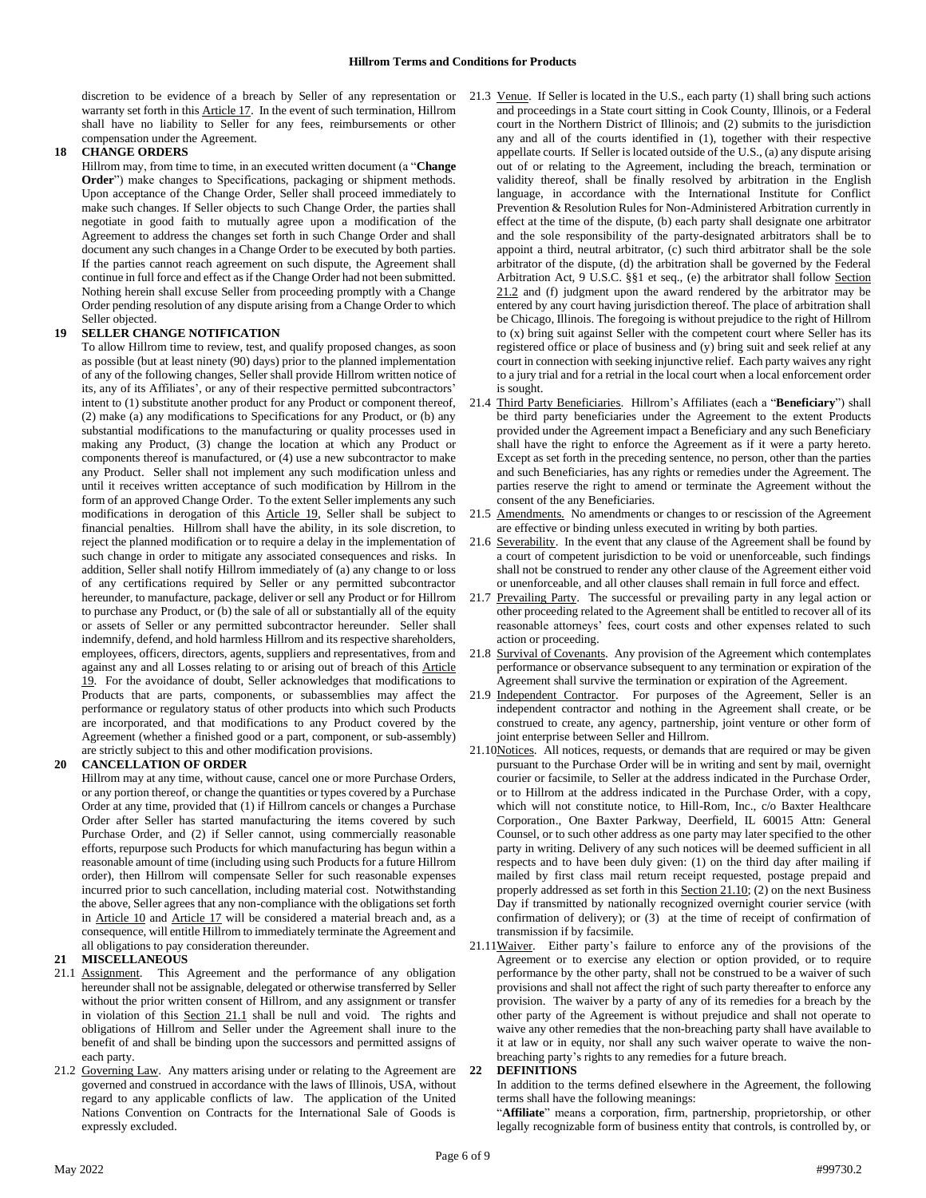discretion to be evidence of a breach by Seller of any representation or warranty set forth in this Article 17. In the event of such termination, Hillrom shall have no liability to Seller for any fees, reimbursements or other compensation under the Agreement.

**18 CHANGE ORDERS**

Hillrom may, from time to time, in an executed written document (a "**Change Order**") make changes to Specifications, packaging or shipment methods. Upon acceptance of the Change Order, Seller shall proceed immediately to make such changes. If Seller objects to such Change Order, the parties shall negotiate in good faith to mutually agree upon a modification of the Agreement to address the changes set forth in such Change Order and shall document any such changes in a Change Order to be executed by both parties. If the parties cannot reach agreement on such dispute, the Agreement shall continue in full force and effect as if the Change Order had not been submitted. Nothing herein shall excuse Seller from proceeding promptly with a Change Order pending resolution of any dispute arising from a Change Order to which Seller objected.

**19 SELLER CHANGE NOTIFICATION**

To allow Hillrom time to review, test, and qualify proposed changes, as soon as possible (but at least ninety (90) days) prior to the planned implementation of any of the following changes, Seller shall provide Hillrom written notice of its, any of its Affiliates', or any of their respective permitted subcontractors' intent to (1) substitute another product for any Product or component thereof, (2) make (a) any modifications to Specifications for any Product, or (b) any substantial modifications to the manufacturing or quality processes used in making any Product, (3) change the location at which any Product or components thereof is manufactured, or (4) use a new subcontractor to make any Product. Seller shall not implement any such modification unless and until it receives written acceptance of such modification by Hillrom in the form of an approved Change Order. To the extent Seller implements any such modifications in derogation of this Article 19, Seller shall be subject to financial penalties. Hillrom shall have the ability, in its sole discretion, to reject the planned modification or to require a delay in the implementation of such change in order to mitigate any associated consequences and risks. In addition, Seller shall notify Hillrom immediately of (a) any change to or loss of any certifications required by Seller or any permitted subcontractor hereunder, to manufacture, package, deliver or sell any Product or for Hillrom to purchase any Product, or (b) the sale of all or substantially all of the equity or assets of Seller or any permitted subcontractor hereunder. Seller shall indemnify, defend, and hold harmless Hillrom and its respective shareholders, employees, officers, directors, agents, suppliers and representatives, from and against any and all Losses relating to or arising out of breach of this Article 19. For the avoidance of doubt, Seller acknowledges that modifications to Products that are parts, components, or subassemblies may affect the performance or regulatory status of other products into which such Products are incorporated, and that modifications to any Product covered by the Agreement (whether a finished good or a part, component, or sub-assembly) are strictly subject to this and other modification provisions.

**20 CANCELLATION OF ORDER**

Hillrom may at any time, without cause, cancel one or more Purchase Orders, or any portion thereof, or change the quantities or types covered by a Purchase Order at any time, provided that (1) if Hillrom cancels or changes a Purchase Order after Seller has started manufacturing the items covered by such Purchase Order, and (2) if Seller cannot, using commercially reasonable efforts, repurpose such Products for which manufacturing has begun within a reasonable amount of time (including using such Products for a future Hillrom order), then Hillrom will compensate Seller for such reasonable expenses incurred prior to such cancellation, including material cost. Notwithstanding the above, Seller agrees that any non-compliance with the obligations set forth in Article 10 and Article 17 will be considered a material breach and, as a consequence, will entitle Hillrom to immediately terminate the Agreement and all obligations to pay consideration thereunder.

**21 MISCELLANEOUS**

21.1 Assignment. This Agreement and the performance of any obligation hereunder shall not be assignable, delegated or otherwise transferred by Seller without the prior written consent of Hillrom, and any assignment or transfer in violation of this Section 21.1 shall be null and void. The rights and obligations of Hillrom and Seller under the Agreement shall inure to the benefit of and shall be binding upon the successors and permitted assigns of each party.

21.2 Governing Law. Any matters arising under or relating to the Agreement are governed and construed in accordance with the laws of Illinois, USA, without regard to any applicable conflicts of law. The application of the United Nations Convention on Contracts for the International Sale of Goods is expressly excluded.

21.3 Venue. If Seller is located in the U.S., each party (1) shall bring such actions and proceedings in a State court sitting in Cook County, Illinois, or a Federal court in the Northern District of Illinois; and (2) submits to the jurisdiction any and all of the courts identified in (1), together with their respective appellate courts. If Seller is located outside of the U.S., (a) any dispute arising out of or relating to the Agreement, including the breach, termination or validity thereof, shall be finally resolved by arbitration in the English language, in accordance with the International Institute for Conflict Prevention & Resolution Rules for Non-Administered Arbitration currently in effect at the time of the dispute, (b) each party shall designate one arbitrator and the sole responsibility of the party-designated arbitrators shall be to appoint a third, neutral arbitrator, (c) such third arbitrator shall be the sole arbitrator of the dispute, (d) the arbitration shall be governed by the Federal Arbitration Act, 9 U.S.C. §§1 et seq., (e) the arbitrator shall follow Section 21.2 and (f) judgment upon the award rendered by the arbitrator may be entered by any court having jurisdiction thereof. The place of arbitration shall be Chicago, Illinois. The foregoing is without prejudice to the right of Hillrom to (x) bring suit against Seller with the competent court where Seller has its registered office or place of business and (y) bring suit and seek relief at any court in connection with seeking injunctive relief. Each party waives any right to a jury trial and for a retrial in the local court when a local enforcement order is sought.

21.4 Third Party Beneficiaries. Hillrom's Affiliates (each a "**Beneficiary**") shall be third party beneficiaries under the Agreement to the extent Products provided under the Agreement impact a Beneficiary and any such Beneficiary shall have the right to enforce the Agreement as if it were a party hereto. Except as set forth in the preceding sentence, no person, other than the parties and such Beneficiaries, has any rights or remedies under the Agreement. The parties reserve the right to amend or terminate the Agreement without the consent of the any Beneficiaries.

21.5 Amendments. No amendments or changes to or rescission of the Agreement are effective or binding unless executed in writing by both parties.

21.6 Severability. In the event that any clause of the Agreement shall be found by a court of competent jurisdiction to be void or unenforceable, such findings shall not be construed to render any other clause of the Agreement either void or unenforceable, and all other clauses shall remain in full force and effect.

21.7 Prevailing Party. The successful or prevailing party in any legal action or other proceeding related to the Agreement shall be entitled to recover all of its reasonable attorneys' fees, court costs and other expenses related to such action or proceeding.

21.8 Survival of Covenants. Any provision of the Agreement which contemplates performance or observance subsequent to any termination or expiration of the Agreement shall survive the termination or expiration of the Agreement.

21.9 Independent Contractor. For purposes of the Agreement, Seller is an independent contractor and nothing in the Agreement shall create, or be construed to create, any agency, partnership, joint venture or other form of joint enterprise between Seller and Hillrom.

21.10 Notices. All notices, requests, or demands that are required or may be given pursuant to the Purchase Order will be in writing and sent by mail, overnight courier or facsimile, to Seller at the address indicated in the Purchase Order, or to Hillrom at the address indicated in the Purchase Order, with a copy, which will not constitute notice, to Hill-Rom, Inc., c/o Baxter Healthcare Corporation., One Baxter Parkway, Deerfield, IL 60015 Attn: General Counsel, or to such other address as one party may later specified to the other party in writing. Delivery of any such notices will be deemed sufficient in all respects and to have been duly given: (1) on the third day after mailing if mailed by first class mail return receipt requested, postage prepaid and properly addressed as set forth in this Section 21.10; (2) on the next Business Day if transmitted by nationally recognized overnight courier service (with confirmation of delivery); or (3) at the time of receipt of confirmation of transmission if by facsimile.

21.11 Waiver. Either party's failure to enforce any of the provisions of the Agreement or to exercise any election or option provided, or to require performance by the other party, shall not be construed to be a waiver of such provisions and shall not affect the right of such party thereafter to enforce any provision. The waiver by a party of any of its remedies for a breach by the other party of the Agreement is without prejudice and shall not operate to waive any other remedies that the non-breaching party shall have available to it at law or in equity, nor shall any such waiver operate to waive the non-breaching party's rights to any remedies for a future breach.

**22 DEFINITIONS**

In addition to the terms defined elsewhere in the Agreement, the following terms shall have the following meanings:

"**Affiliate**" means a corporation, firm, partnership, proprietorship, or other legally recognizable form of business entity that controls, is controlled by, or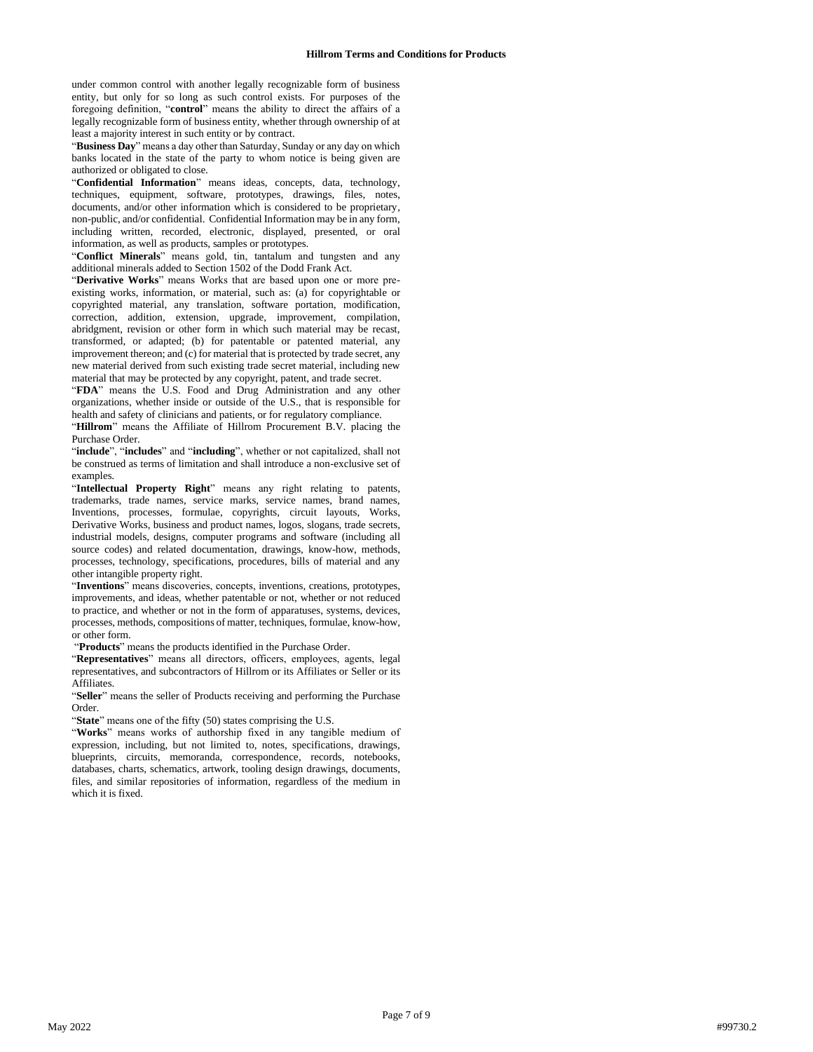under common control with another legally recognizable form of business entity, but only for so long as such control exists. For purposes of the foregoing definition, "**control**" means the ability to direct the affairs of a legally recognizable form of business entity, whether through ownership of at least a majority interest in such entity or by contract.

"**Business Day**" means a day other than Saturday, Sunday or any day on which banks located in the state of the party to whom notice is being given are authorized or obligated to close.

"**Confidential Information**" means ideas, concepts, data, technology, techniques, equipment, software, prototypes, drawings, files, notes, documents, and/or other information which is considered to be proprietary, non-public, and/or confidential. Confidential Information may be in any form, including written, recorded, electronic, displayed, presented, or oral information, as well as products, samples or prototypes.

"**Conflict Minerals**" means gold, tin, tantalum and tungsten and any additional minerals added to Section 1502 of the Dodd Frank Act.

"**Derivative Works**" means Works that are based upon one or more pre-existing works, information, or material, such as: (a) for copyrightable or copyrighted material, any translation, software portation, modification, correction, addition, extension, upgrade, improvement, compilation, abridgment, revision or other form in which such material may be recast, transformed, or adapted; (b) for patentable or patented material, any improvement thereon; and (c) for material that is protected by trade secret, any new material derived from such existing trade secret material, including new material that may be protected by any copyright, patent, and trade secret.

"**FDA**" means the U.S. Food and Drug Administration and any other organizations, whether inside or outside of the U.S., that is responsible for health and safety of clinicians and patients, or for regulatory compliance.

"**Hillrom**" means the Affiliate of Hillrom Procurement B.V. placing the Purchase Order.

"**include**", "**includes**" and "**including**", whether or not capitalized, shall not be construed as terms of limitation and shall introduce a non-exclusive set of examples.

"**Intellectual Property Right**" means any right relating to patents, trademarks, trade names, service marks, service names, brand names, Inventions, processes, formulae, copyrights, circuit layouts, Works, Derivative Works, business and product names, logos, slogans, trade secrets, industrial models, designs, computer programs and software (including all source codes) and related documentation, drawings, know-how, methods, processes, technology, specifications, procedures, bills of material and any other intangible property right.

"**Inventions**" means discoveries, concepts, inventions, creations, prototypes, improvements, and ideas, whether patentable or not, whether or not reduced to practice, and whether or not in the form of apparatuses, systems, devices, processes, methods, compositions of matter, techniques, formulae, know-how, or other form.

"**Products**" means the products identified in the Purchase Order.

"**Representatives**" means all directors, officers, employees, agents, legal representatives, and subcontractors of Hillrom or its Affiliates or Seller or its Affiliates.

"**Seller**" means the seller of Products receiving and performing the Purchase Order.

"**State**" means one of the fifty (50) states comprising the U.S.

"**Works**" means works of authorship fixed in any tangible medium of expression, including, but not limited to, notes, specifications, drawings, blueprints, circuits, memoranda, correspondence, records, notebooks, databases, charts, schematics, artwork, tooling design drawings, documents, files, and similar repositories of information, regardless of the medium in which it is fixed.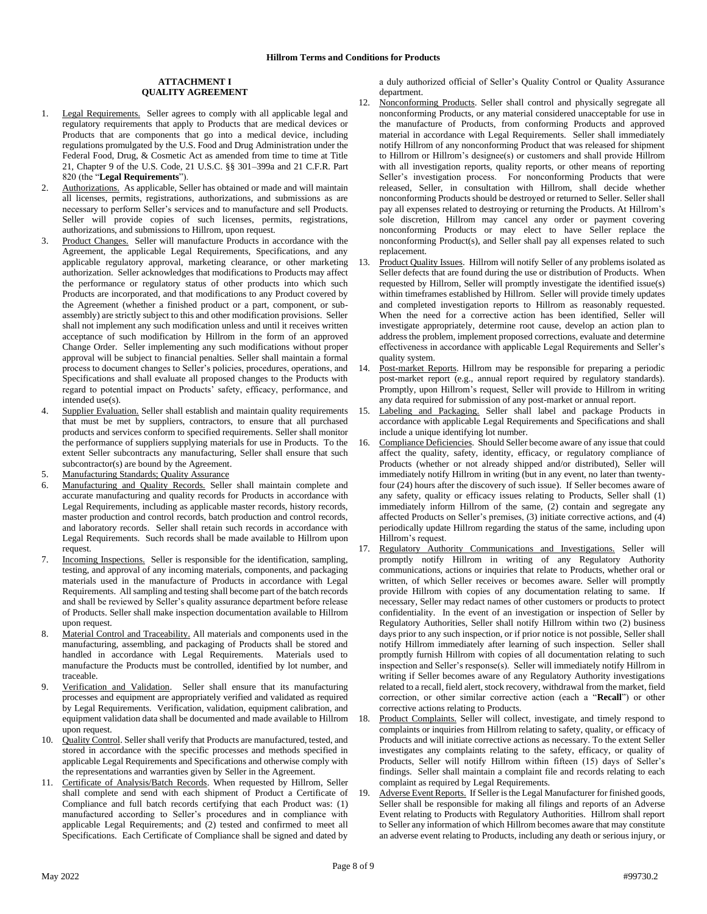**Hillrom Terms and Conditions for Products**

**ATTACHMENT I**
**QUALITY AGREEMENT**

1. Legal Requirements. Seller agrees to comply with all applicable legal and regulatory requirements that apply to Products that are medical devices or Products that are components that go into a medical device, including regulations promulgated by the U.S. Food and Drug Administration under the Federal Food, Drug, & Cosmetic Act as amended from time to time at Title 21, Chapter 9 of the U.S. Code, 21 U.S.C. §§ 301–399a and 21 C.F.R. Part 820 (the "**Legal Requirements**").
2. Authorizations. As applicable, Seller has obtained or made and will maintain all licenses, permits, registrations, authorizations, and submissions as are necessary to perform Seller's services and to manufacture and sell Products. Seller will provide copies of such licenses, permits, registrations, authorizations, and submissions to Hillrom, upon request.
3. Product Changes. Seller will manufacture Products in accordance with the Agreement, the applicable Legal Requirements, Specifications, and any applicable regulatory approval, marketing clearance, or other marketing authorization. Seller acknowledges that modifications to Products may affect the performance or regulatory status of other products into which such Products are incorporated, and that modifications to any Product covered by the Agreement (whether a finished product or a part, component, or sub-assembly) are strictly subject to this and other modification provisions. Seller shall not implement any such modification unless and until it receives written acceptance of such modification by Hillrom in the form of an approved Change Order. Seller implementing any such modifications without proper approval will be subject to financial penalties. Seller shall maintain a formal process to document changes to Seller's policies, procedures, operations, and Specifications and shall evaluate all proposed changes to the Products with regard to potential impact on Products' safety, efficacy, performance, and intended use(s).
4. Supplier Evaluation. Seller shall establish and maintain quality requirements that must be met by suppliers, contractors, to ensure that all purchased products and services conform to specified requirements. Seller shall monitor the performance of suppliers supplying materials for use in Products. To the extent Seller subcontracts any manufacturing, Seller shall ensure that such subcontractor(s) are bound by the Agreement.
5. Manufacturing Standards; Quality Assurance
6. Manufacturing and Quality Records. Seller shall maintain complete and accurate manufacturing and quality records for Products in accordance with Legal Requirements, including as applicable master records, history records, master production and control records, batch production and control records, and laboratory records. Seller shall retain such records in accordance with Legal Requirements. Such records shall be made available to Hillrom upon request.
7. Incoming Inspections. Seller is responsible for the identification, sampling, testing, and approval of any incoming materials, components, and packaging materials used in the manufacture of Products in accordance with Legal Requirements. All sampling and testing shall become part of the batch records and shall be reviewed by Seller's quality assurance department before release of Products. Seller shall make inspection documentation available to Hillrom upon request.
8. Material Control and Traceability. All materials and components used in the manufacturing, assembling, and packaging of Products shall be stored and handled in accordance with Legal Requirements. Materials used to manufacture the Products must be controlled, identified by lot number, and traceable.
9. Verification and Validation. Seller shall ensure that its manufacturing processes and equipment are appropriately verified and validated as required by Legal Requirements. Verification, validation, equipment calibration, and equipment validation data shall be documented and made available to Hillrom upon request.
10. Quality Control. Seller shall verify that Products are manufactured, tested, and stored in accordance with the specific processes and methods specified in applicable Legal Requirements and Specifications and otherwise comply with the representations and warranties given by Seller in the Agreement.
11. Certificate of Analysis/Batch Records. When requested by Hillrom, Seller shall complete and send with each shipment of Product a Certificate of Compliance and full batch records certifying that each Product was: (1) manufactured according to Seller's procedures and in compliance with applicable Legal Requirements; and (2) tested and confirmed to meet all Specifications. Each Certificate of Compliance shall be signed and dated by a duly authorized official of Seller's Quality Control or Quality Assurance department.
12. Nonconforming Products. Seller shall control and physically segregate all nonconforming Products, or any material considered unacceptable for use in the manufacture of Products, from conforming Products and approved material in accordance with Legal Requirements. Seller shall immediately notify Hillrom of any nonconforming Product that was released for shipment to Hillrom or Hillrom's designee(s) or customers and shall provide Hillrom with all investigation reports, quality reports, or other means of reporting Seller's investigation process. For nonconforming Products that were released, Seller, in consultation with Hillrom, shall decide whether nonconforming Products should be destroyed or returned to Seller. Seller shall pay all expenses related to destroying or returning the Products. At Hillrom's sole discretion, Hillrom may cancel any order or payment covering nonconforming Products or may elect to have Seller replace the nonconforming Product(s), and Seller shall pay all expenses related to such replacement.
13. Product Quality Issues. Hillrom will notify Seller of any problems isolated as Seller defects that are found during the use or distribution of Products. When requested by Hillrom, Seller will promptly investigate the identified issue(s) within timeframes established by Hillrom. Seller will provide timely updates and completed investigation reports to Hillrom as reasonably requested. When the need for a corrective action has been identified, Seller will investigate appropriately, determine root cause, develop an action plan to address the problem, implement proposed corrections, evaluate and determine effectiveness in accordance with applicable Legal Requirements and Seller's quality system.
14. Post-market Reports. Hillrom may be responsible for preparing a periodic post-market report (e.g., annual report required by regulatory standards). Promptly, upon Hillrom's request, Seller will provide to Hillrom in writing any data required for submission of any post-market or annual report.
15. Labeling and Packaging. Seller shall label and package Products in accordance with applicable Legal Requirements and Specifications and shall include a unique identifying lot number.
16. Compliance Deficiencies. Should Seller become aware of any issue that could affect the quality, safety, identity, efficacy, or regulatory compliance of Products (whether or not already shipped and/or distributed), Seller will immediately notify Hillrom in writing (but in any event, no later than twenty-four (24) hours after the discovery of such issue). If Seller becomes aware of any safety, quality or efficacy issues relating to Products, Seller shall (1) immediately inform Hillrom of the same, (2) contain and segregate any affected Products on Seller's premises, (3) initiate corrective actions, and (4) periodically update Hillrom regarding the status of the same, including upon Hillrom's request.
17. Regulatory Authority Communications and Investigations. Seller will promptly notify Hillrom in writing of any Regulatory Authority communications, actions or inquiries that relate to Products, whether oral or written, of which Seller receives or becomes aware. Seller will promptly provide Hillrom with copies of any documentation relating to same. If necessary, Seller may redact names of other customers or products to protect confidentiality. In the event of an investigation or inspection of Seller by Regulatory Authorities, Seller shall notify Hillrom within two (2) business days prior to any such inspection, or if prior notice is not possible, Seller shall notify Hillrom immediately after learning of such inspection. Seller shall promptly furnish Hillrom with copies of all documentation relating to such inspection and Seller's response(s). Seller will immediately notify Hillrom in writing if Seller becomes aware of any Regulatory Authority investigations related to a recall, field alert, stock recovery, withdrawal from the market, field correction, or other similar corrective action (each a "**Recall**") or other corrective actions relating to Products.
18. Product Complaints. Seller will collect, investigate, and timely respond to complaints or inquiries from Hillrom relating to safety, quality, or efficacy of Products and will initiate corrective actions as necessary. To the extent Seller investigates any complaints relating to the safety, efficacy, or quality of Products, Seller will notify Hillrom within fifteen (15) days of Seller's findings. Seller shall maintain a complaint file and records relating to each complaint as required by Legal Requirements.
19. Adverse Event Reports. If Seller is the Legal Manufacturer for finished goods, Seller shall be responsible for making all filings and reports of an Adverse Event relating to Products with Regulatory Authorities. Hillrom shall report to Seller any information of which Hillrom becomes aware that may constitute an adverse event relating to Products, including any death or serious injury, or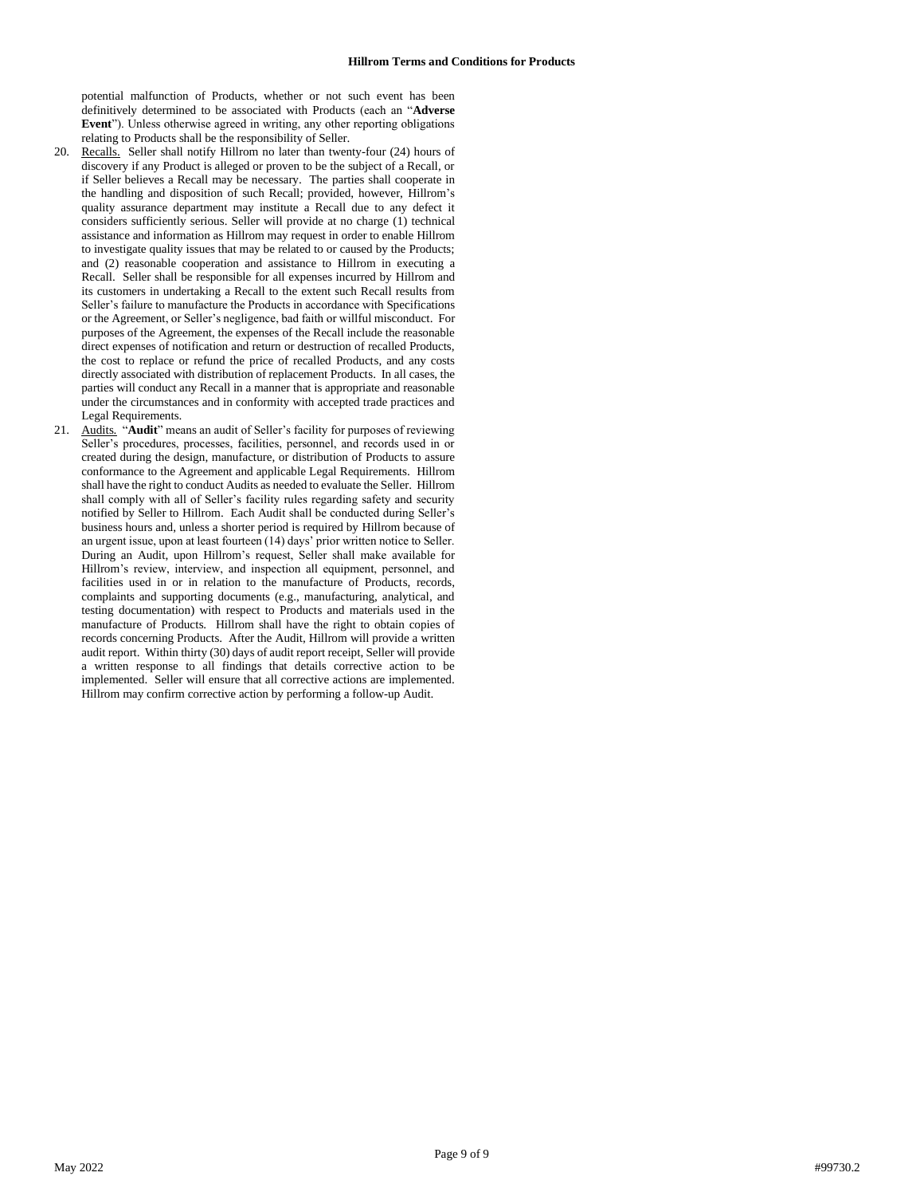potential malfunction of Products, whether or not such event has been definitively determined to be associated with Products (each an "**Adverse Event**"). Unless otherwise agreed in writing, any other reporting obligations relating to Products shall be the responsibility of Seller.

20. Recalls. Seller shall notify Hillrom no later than twenty-four (24) hours of discovery if any Product is alleged or proven to be the subject of a Recall, or if Seller believes a Recall may be necessary. The parties shall cooperate in the handling and disposition of such Recall; provided, however, Hillrom's quality assurance department may institute a Recall due to any defect it considers sufficiently serious. Seller will provide at no charge (1) technical assistance and information as Hillrom may request in order to enable Hillrom to investigate quality issues that may be related to or caused by the Products; and (2) reasonable cooperation and assistance to Hillrom in executing a Recall. Seller shall be responsible for all expenses incurred by Hillrom and its customers in undertaking a Recall to the extent such Recall results from Seller's failure to manufacture the Products in accordance with Specifications or the Agreement, or Seller's negligence, bad faith or willful misconduct. For purposes of the Agreement, the expenses of the Recall include the reasonable direct expenses of notification and return or destruction of recalled Products, the cost to replace or refund the price of recalled Products, and any costs directly associated with distribution of replacement Products. In all cases, the parties will conduct any Recall in a manner that is appropriate and reasonable under the circumstances and in conformity with accepted trade practices and Legal Requirements.
21. Audits. "**Audit**" means an audit of Seller's facility for purposes of reviewing Seller's procedures, processes, facilities, personnel, and records used in or created during the design, manufacture, or distribution of Products to assure conformance to the Agreement and applicable Legal Requirements. Hillrom shall have the right to conduct Audits as needed to evaluate the Seller. Hillrom shall comply with all of Seller's facility rules regarding safety and security notified by Seller to Hillrom. Each Audit shall be conducted during Seller's business hours and, unless a shorter period is required by Hillrom because of an urgent issue, upon at least fourteen (14) days' prior written notice to Seller. During an Audit, upon Hillrom's request, Seller shall make available for Hillrom's review, interview, and inspection all equipment, personnel, and facilities used in or in relation to the manufacture of Products, records, complaints and supporting documents (e.g., manufacturing, analytical, and testing documentation) with respect to Products and materials used in the manufacture of Products. Hillrom shall have the right to obtain copies of records concerning Products. After the Audit, Hillrom will provide a written audit report. Within thirty (30) days of audit report receipt, Seller will provide a written response to all findings that details corrective action to be implemented. Seller will ensure that all corrective actions are implemented. Hillrom may confirm corrective action by performing a follow-up Audit.